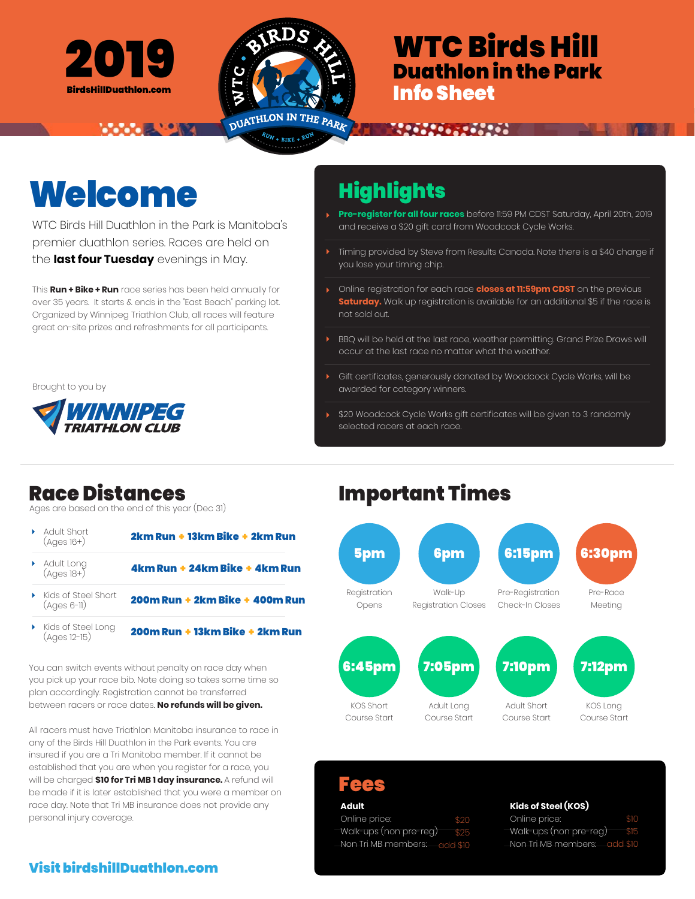# 2019

BirdsHillDuathlon.com

# WTC Birds Hill Duathlon in the Park Info Sheet

## Welcome

WTC Birds Hill Duathlon in the Park is Manitoba's premier duathlon series. Races are held on the **last four Tuesday** evenings in May.

This **Run + Bike + Run** race series has been held annually for over 35 years. It starts & ends in the 'East Beach' parking lot. Organized by Winnipeg Triathlon Club, all races will feature great on-site prizes and refreshments for all participants.

Brought to you by

WINNIPEG TRIATHLON CLUB

## Highlights

- **Pre-register for all four races** before 11:59 PM CDST Saturday, April 20th, 2019 and receive a $20 gift card from Woodcock Cycle Works.
- Timing provided by Steve from Results Canada. Note there is a $40 charge if you lose your timing chip.
- Online registration for each race **closes at 11:59pm CDST** on the previous **Saturday.** Walk up registration is available for an additional $5 if the race is not sold out.
- BBQ will be held at the last race, weather permitting. Grand Prize Draws will occur at the last race no matter what the weather.
- Gift certificates, generously donated by Woodcock Cycle Works, will be awarded for category winners.
- $20 Woodcock Cycle Works gift certificates will be given to 3 randomly selected racers at each race.

## Race Distances

Ages are based on the end of this year (Dec 31)

| Event | Distances |
|---|---|
| Adult Short (Ages 16+) | **2km Run + 13km Bike + 2km Run** |
| Adult Long (Ages 18+) | **4km Run + 24km Bike + 4km Run** |
| Kids of Steel Short (Ages 6-11) | **200m Run + 2km Bike + 400m Run** |
| Kids of Steel Long (Ages 12-15) | **200m Run + 13km Bike + 2km Run** |

You can switch events without penalty on race day when you pick up your race bib. Note doing so takes some time so plan accordingly. Registration cannot be transferred between racers or race dates. **No refunds will be given.**

All racers must have Triathlon Manitoba insurance to race in any of the Birds Hill Duathlon in the Park events. You are insured if you are a Tri Manitoba member. If it cannot be established that you are when you register for a race, you will be charged **$10 for Tri MB 1 day insurance.** A refund will be made if it is later established that you were a member on race day. Note that Tri MB insurance does not provide any personal injury coverage.

## Important Times

| Time | Event |
|---|---|
| 5pm | Registration Opens |
| 6pm | Walk-Up Registration Closes |
| 6:15pm | Pre-Registration Check-In Closes |
| 6:30pm | Pre-Race Meeting |
| 6:45pm | KOS Short Course Start |
| 7:05pm | Adult Long Course Start |
| 7:10pm | Adult Short Course Start |
| 7:12pm | KOS Long Course Start |

## Fees

**Adult**

| | |
|---|---|
| Online price: | $20 |
| Walk-ups (non pre-reg) | $25 |
| Non Tri MB members: | add $10 |

**Kids of Steel (KOS)**

| | |
|---|---|
| Online price: | $10 |
| Walk-ups (non pre-reg) | $15 |
| Non Tri MB members: | add $10 |

**Visit birdshillDuathlon.com**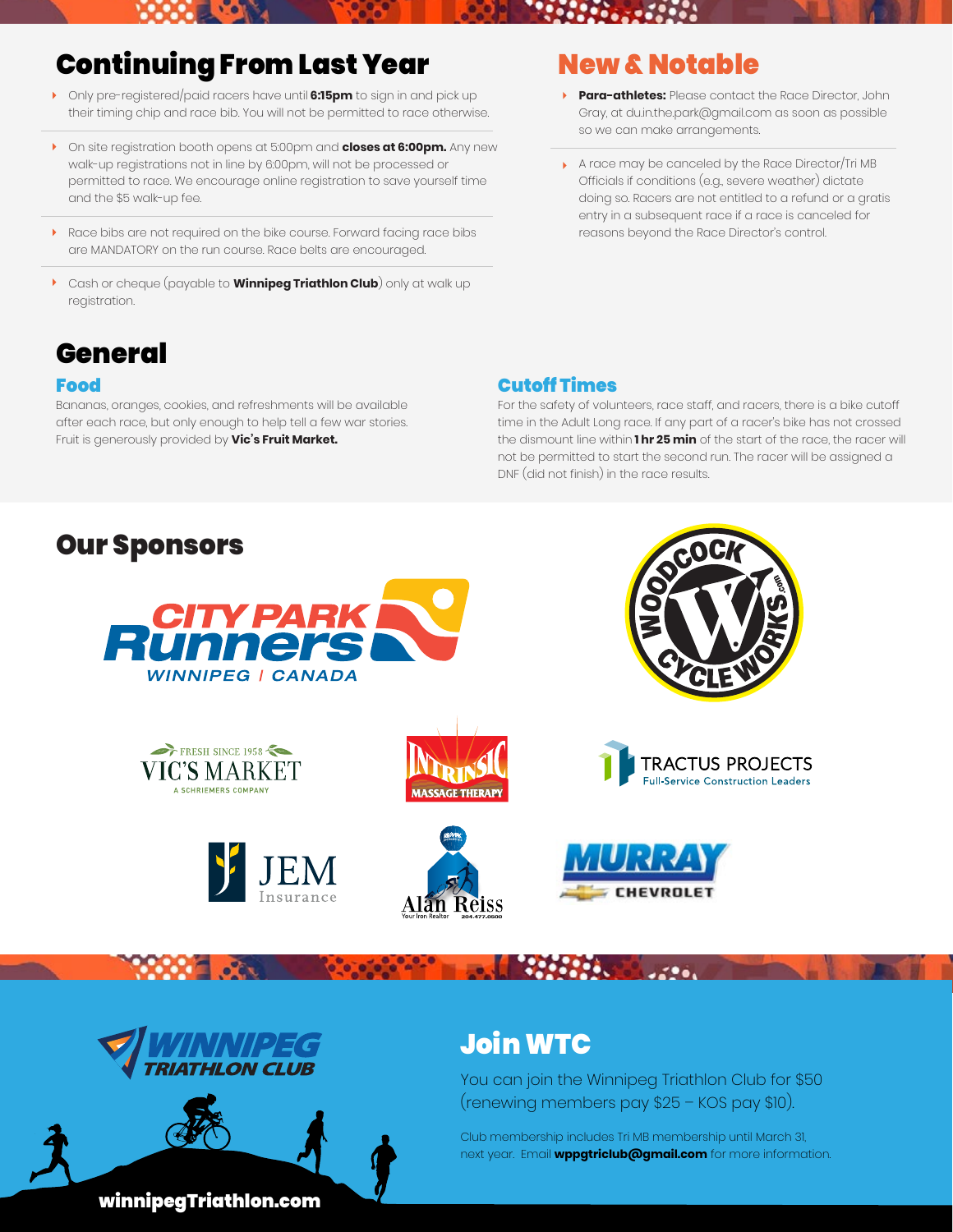## Continuing From Last Year

- Only pre-registered/paid racers have until **6:15pm** to sign in and pick up their timing chip and race bib. You will not be permitted to race otherwise.
- On site registration booth opens at 5:00pm and **closes at 6:00pm.** Any new walk-up registrations not in line by 6:00pm, will not be processed or permitted to race. We encourage online registration to save yourself time and the $5 walk-up fee.
- Race bibs are not required on the bike course. Forward facing race bibs are MANDATORY on the run course. Race belts are encouraged.
- Cash or cheque (payable to **Winnipeg Triathlon Club**) only at walk up registration.

## New & Notable

- **Para-athletes:** Please contact the Race Director, John Gray, at du.in.the.park@gmail.com as soon as possible so we can make arrangements.
- A race may be canceled by the Race Director/Tri MB Officials if conditions (e.g., severe weather) dictate doing so. Racers are not entitled to a refund or a gratis entry in a subsequent race if a race is canceled for reasons beyond the Race Director's control.

## General

### Food

Bananas, oranges, cookies, and refreshments will be available after each race, but only enough to help tell a few war stories. Fruit is generously provided by **Vic's Fruit Market.**

### Cutoff Times

For the safety of volunteers, race staff, and racers, there is a bike cutoff time in the Adult Long race. If any part of a racer's bike has not crossed the dismount line within **1 hr 25 min** of the start of the race, the racer will not be permitted to start the second run. The racer will be assigned a DNF (did not finish) in the race results.

## Our Sponsors

City Park Runners Winnipeg | Canada

Woodcock Cycle Works

Vic's Market – Fresh Since 1958 – A Schriemers Company

Intrinsic Massage Therapy

Tractus Projects – Full-Service Construction Leaders

JEM Insurance

Alan Reiss – Your Iron Realtor – 204.477.0600

Murray Chevrolet

## Join WTC

You can join the Winnipeg Triathlon Club for $50 (renewing members pay $25 – KOS pay $10).

Club membership includes Tri MB membership until March 31, next year. Email **wppgtriclub@gmail.com** for more information.

Winnipeg Triathlon Club

**winnipegTriathlon.com**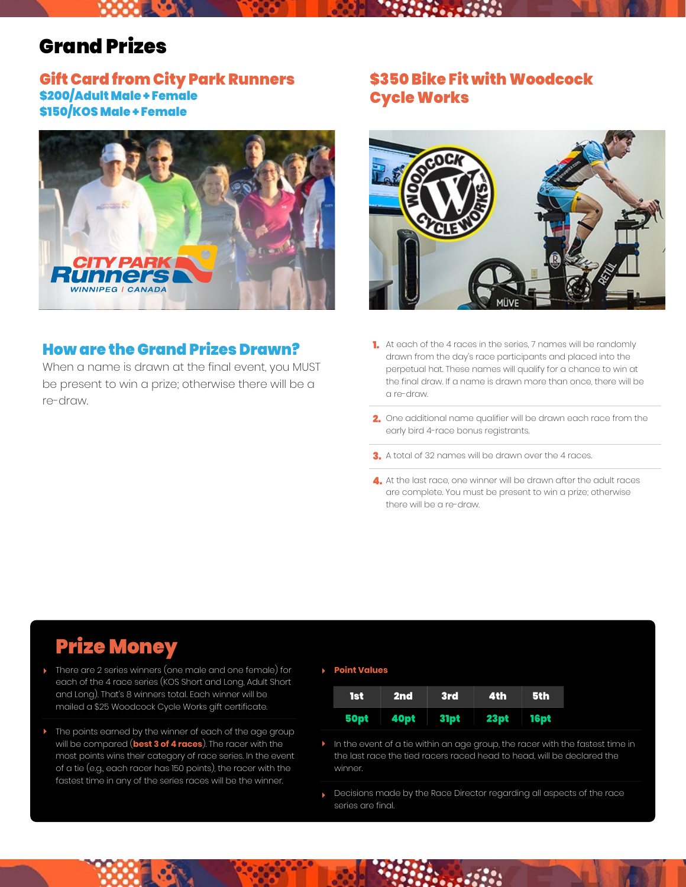# Grand Prizes

## Gift Card from City Park Runners

### $200/Adult Male + Female
### $150/KOS Male + Female

## $350 Bike Fit with Woodcock Cycle Works

## How are the Grand Prizes Drawn?

When a name is drawn at the final event, you MUST be present to win a prize; otherwise there will be a re-draw.

1. At each of the 4 races in the series, 7 names will be randomly drawn from the day's race participants and placed into the perpetual hat. These names will qualify for a chance to win at the final draw. If a name is drawn more than once, there will be a re-draw.
2. One additional name qualifier will be drawn each race from the early bird 4-race bonus registrants.
3. A total of 32 names will be drawn over the 4 races.
4. At the last race, one winner will be drawn after the adult races are complete. You must be present to win a prize; otherwise there will be a re-draw.

## Prize Money

- There are 2 series winners (one male and one female) for each of the 4 race series (KOS Short and Long, Adult Short and Long). That's 8 winners total. Each winner will be mailed a $25 Woodcock Cycle Works gift certificate.
- The points earned by the winner of each of the age group will be compared (**best 3 of 4 races**). The racer with the most points wins their category of race series. In the event of a tie (e.g., each racer has 150 points), the racer with the fastest time in any of the series races will be the winner.
- **Point Values**

| 1st | 2nd | 3rd | 4th | 5th |
|---|---|---|---|---|
| 50pt | 40pt | 31pt | 23pt | 16pt |

- In the event of a tie within an age group, the racer with the fastest time in the last race the tied racers raced head to head, will be declared the winner.
- Decisions made by the Race Director regarding all aspects of the race series are final.